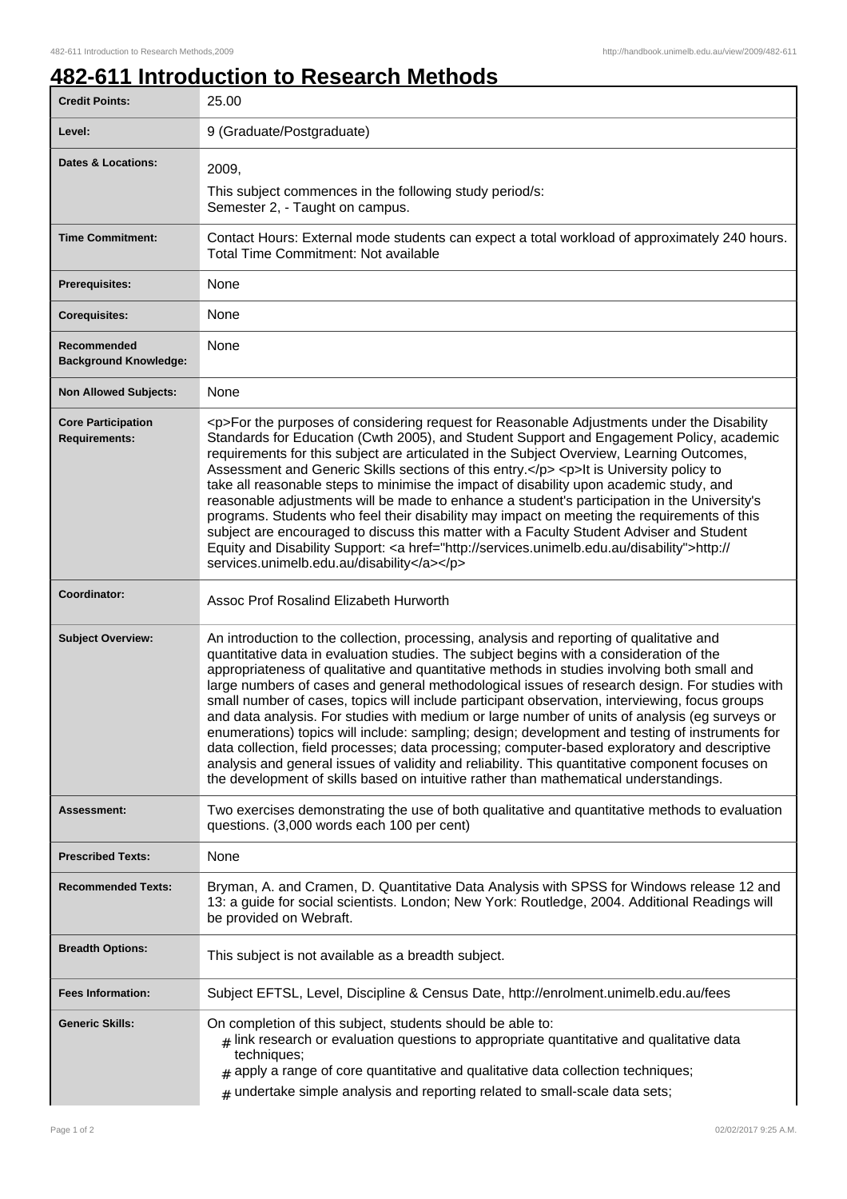# 482-611 Introduction to Research Methods

| | |
|---|---|
| **Credit Points:** | 25.00 |
| **Level:** | 9 (Graduate/Postgraduate) |
| **Dates & Locations:** | 2009,<br>This subject commences in the following study period/s:<br>Semester 2, - Taught on campus. |
| **Time Commitment:** | Contact Hours: External mode students can expect a total workload of approximately 240 hours.<br>Total Time Commitment: Not available |
| **Prerequisites:** | None |
| **Corequisites:** | None |
| **Recommended Background Knowledge:** | None |
| **Non Allowed Subjects:** | None |
| **Core Participation Requirements:** | <p>For the purposes of considering request for Reasonable Adjustments under the Disability Standards for Education (Cwth 2005), and Student Support and Engagement Policy, academic requirements for this subject are articulated in the Subject Overview, Learning Outcomes, Assessment and Generic Skills sections of this entry.</p> <p>It is University policy to take all reasonable steps to minimise the impact of disability upon academic study, and reasonable adjustments will be made to enhance a student's participation in the University's programs. Students who feel their disability may impact on meeting the requirements of this subject are encouraged to discuss this matter with a Faculty Student Adviser and Student Equity and Disability Support: <a href="http://services.unimelb.edu.au/disability">http://services.unimelb.edu.au/disability</a></p> |
| **Coordinator:** | Assoc Prof Rosalind Elizabeth Hurworth |
| **Subject Overview:** | An introduction to the collection, processing, analysis and reporting of qualitative and quantitative data in evaluation studies. The subject begins with a consideration of the appropriateness of qualitative and quantitative methods in studies involving both small and large numbers of cases and general methodological issues of research design. For studies with small number of cases, topics will include participant observation, interviewing, focus groups and data analysis. For studies with medium or large number of units of analysis (eg surveys or enumerations) topics will include: sampling; design; development and testing of instruments for data collection, field processes; data processing; computer-based exploratory and descriptive analysis and general issues of validity and reliability. This quantitative component focuses on the development of skills based on intuitive rather than mathematical understandings. |
| **Assessment:** | Two exercises demonstrating the use of both qualitative and quantitative methods to evaluation questions. (3,000 words each 100 per cent) |
| **Prescribed Texts:** | None |
| **Recommended Texts:** | Bryman, A. and Cramen, D. Quantitative Data Analysis with SPSS for Windows release 12 and 13: a guide for social scientists. London; New York: Routledge, 2004. Additional Readings will be provided on Webraft. |
| **Breadth Options:** | This subject is not available as a breadth subject. |
| **Fees Information:** | Subject EFTSL, Level, Discipline & Census Date, http://enrolment.unimelb.edu.au/fees |
| **Generic Skills:** | On completion of this subject, students should be able to:<br># link research or evaluation questions to appropriate quantitative and qualitative data techniques;<br># apply a range of core quantitative and qualitative data collection techniques;<br># undertake simple analysis and reporting related to small-scale data sets; |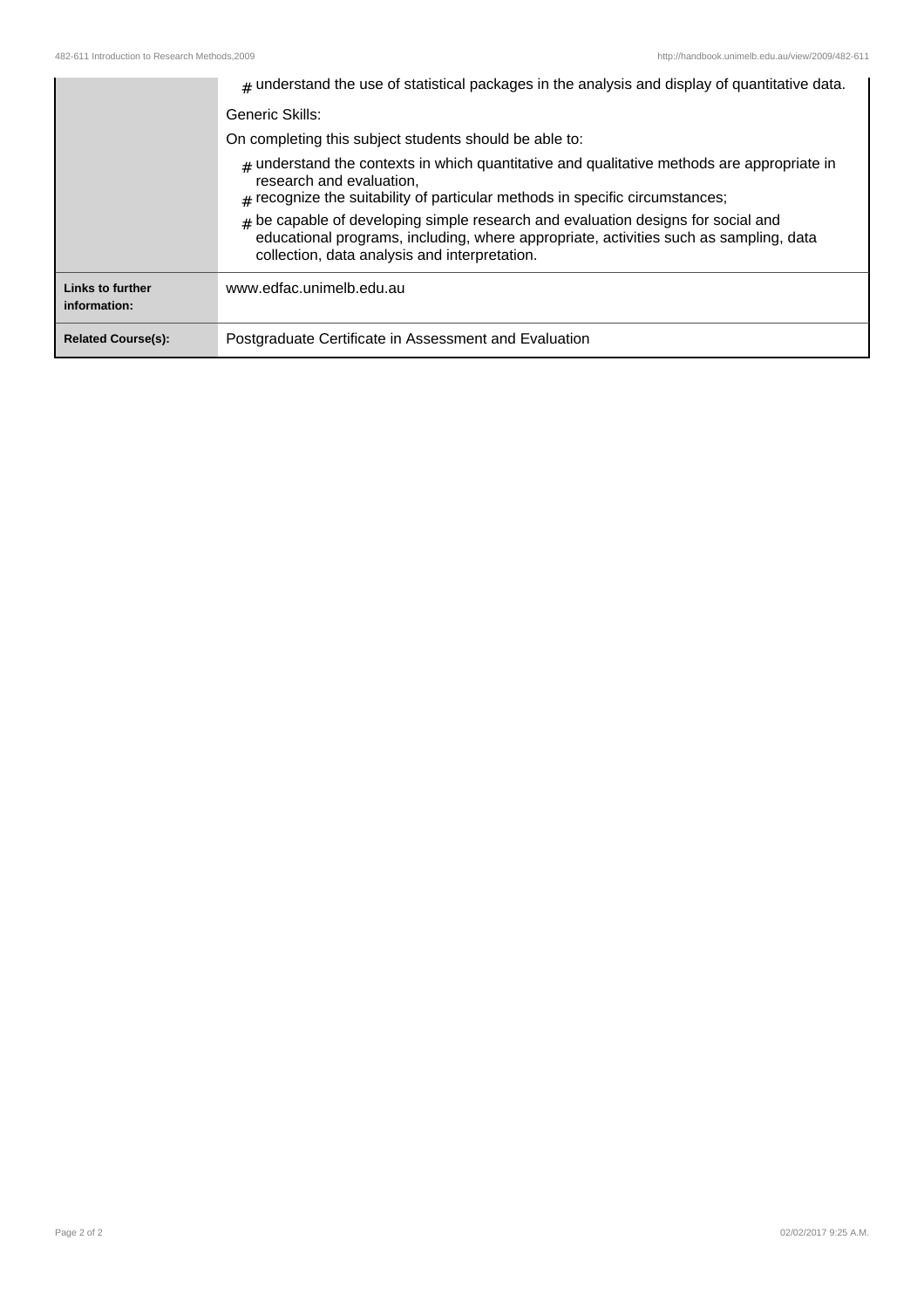| | |
|---|---|
| | # understand the use of statistical packages in the analysis and display of quantitative data.<br><br>Generic Skills:<br><br>On completing this subject students should be able to:<br><br># understand the contexts in which quantitative and qualitative methods are appropriate in research and evaluation,<br># recognize the suitability of particular methods in specific circumstances;<br># be capable of developing simple research and evaluation designs for social and educational programs, including, where appropriate, activities such as sampling, data collection, data analysis and interpretation. |
| **Links to further information:** | www.edfac.unimelb.edu.au |
| **Related Course(s):** | Postgraduate Certificate in Assessment and Evaluation |